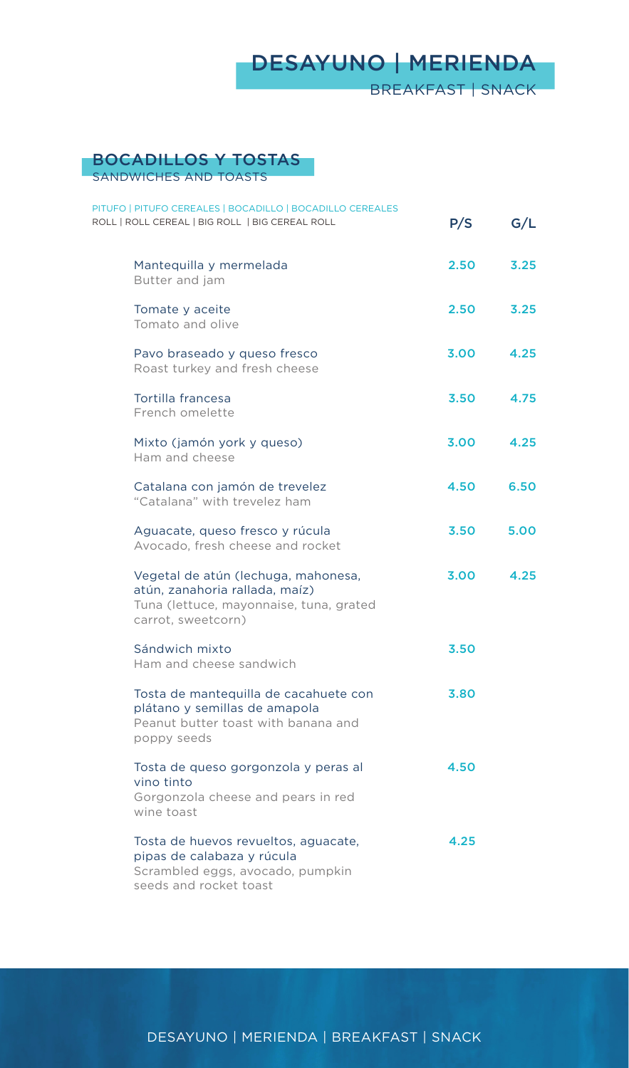# DESAYUNO | MERIENDA
BREAKFAST | SNACK

## BOCADILLOS Y TOSTAS
SANDWICHES AND TOASTS

| PITUFO \| PITUFO CEREALES \| BOCADILLO \| BOCADILLO CEREALES<br>ROLL \| ROLL CEREAL \| BIG ROLL \| BIG CEREAL ROLL | P/S | G/L |
|---|---|---|
| Mantequilla y mermelada<br>Butter and jam | 2.50 | 3.25 |
| Tomate y aceite<br>Tomato and olive | 2.50 | 3.25 |
| Pavo braseado y queso fresco<br>Roast turkey and fresh cheese | 3.00 | 4.25 |
| Tortilla francesa<br>French omelette | 3.50 | 4.75 |
| Mixto (jamón york y queso)<br>Ham and cheese | 3.00 | 4.25 |
| Catalana con jamón de trevelez<br>"Catalana" with trevelez ham | 4.50 | 6.50 |
| Aguacate, queso fresco y rúcula<br>Avocado, fresh cheese and rocket | 3.50 | 5.00 |
| Vegetal de atún (lechuga, mahonesa, atún, zanahoria rallada, maíz)<br>Tuna (lettuce, mayonnaise, tuna, grated carrot, sweetcorn) | 3.00 | 4.25 |
| Sándwich mixto<br>Ham and cheese sandwich | 3.50 | |
| Tosta de mantequilla de cacahuete con plátano y semillas de amapola<br>Peanut butter toast with banana and poppy seeds | 3.80 | |
| Tosta de queso gorgonzola y peras al vino tinto<br>Gorgonzola cheese and pears in red wine toast | 4.50 | |
| Tosta de huevos revueltos, aguacate, pipas de calabaza y rúcula<br>Scrambled eggs, avocado, pumpkin seeds and rocket toast | 4.25 | |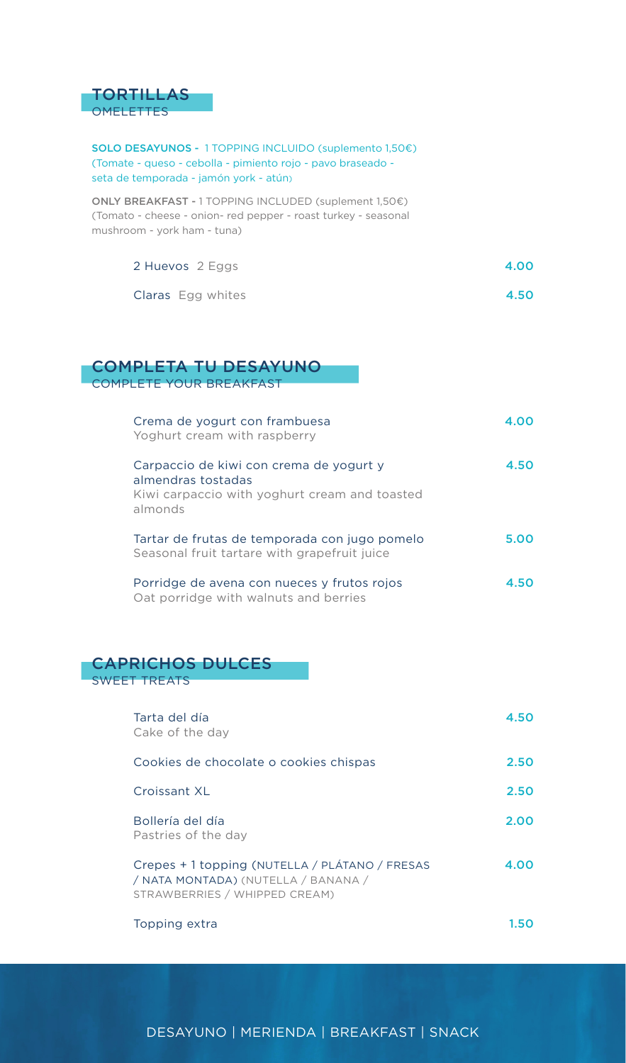## TORTILLAS
OMELETTES

**SOLO DESAYUNOS -** 1 TOPPING INCLUIDO (suplemento 1,50€)
(Tomate - queso - cebolla - pimiento rojo - pavo braseado - seta de temporada - jamón york - atún)

**ONLY BREAKFAST -** 1 TOPPING INCLUDED (suplement 1,50€)
(Tomato - cheese - onion- red pepper - roast turkey - seasonal mushroom - york ham - tuna)

| | |
|---|---|
| 2 Huevos 2 Eggs | 4.00 |
| Claras Egg whites | 4.50 |

## COMPLETA TU DESAYUNO
COMPLETE YOUR BREAKFAST

| | |
|---|---|
| Crema de yogurt con frambuesa<br>Yoghurt cream with raspberry | 4.00 |
| Carpaccio de kiwi con crema de yogurt y almendras tostadas<br>Kiwi carpaccio with yoghurt cream and toasted almonds | 4.50 |
| Tartar de frutas de temporada con jugo pomelo<br>Seasonal fruit tartare with grapefruit juice | 5.00 |
| Porridge de avena con nueces y frutos rojos<br>Oat porridge with walnuts and berries | 4.50 |

## CAPRICHOS DULCES
SWEET TREATS

| | |
|---|---|
| Tarta del día<br>Cake of the day | 4.50 |
| Cookies de chocolate o cookies chispas | 2.50 |
| Croissant XL | 2.50 |
| Bollería del día<br>Pastries of the day | 2.00 |
| Crepes + 1 topping (NUTELLA / PLÁTANO / FRESAS / NATA MONTADA) (NUTELLA / BANANA / STRAWBERRIES / WHIPPED CREAM) | 4.00 |
| Topping extra | 1.50 |

DESAYUNO | MERIENDA | BREAKFAST | SNACK